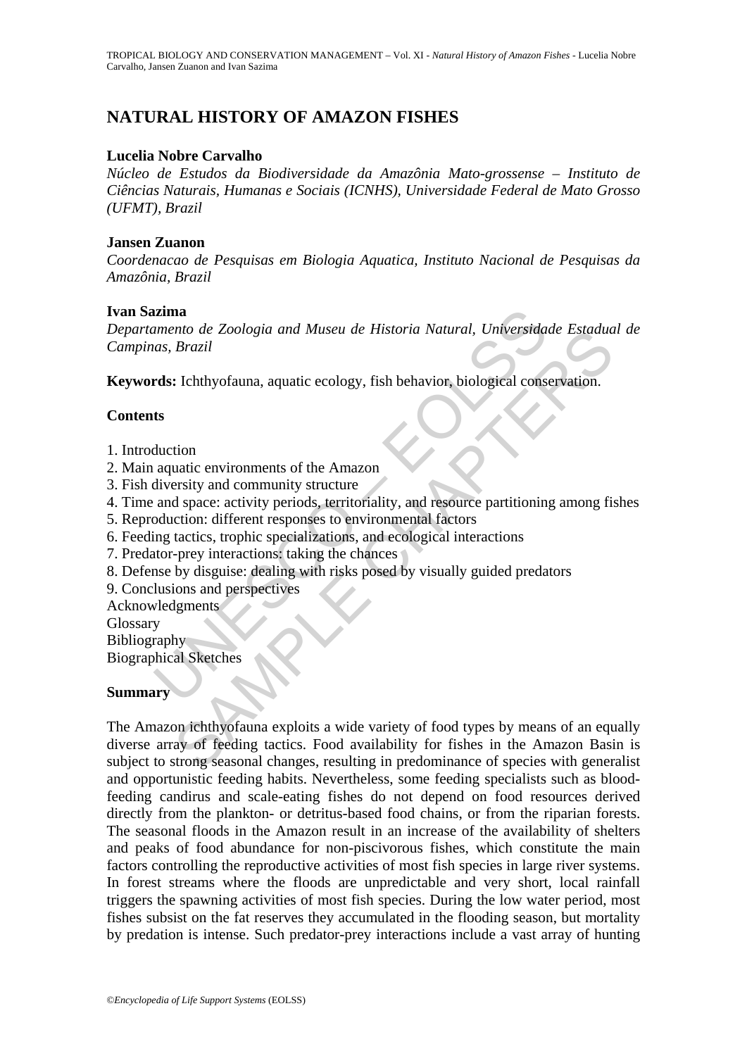# NATURAL HISTORY OF AMAZON FISHES

**Lucelia Nobre Carvalho**

*Núcleo de Estudos da Biodiversidade da Amazônia Mato-grossense – Instituto de Ciências Naturais, Humanas e Sociais (ICNHS), Universidade Federal de Mato Grosso (UFMT), Brazil*

**Jansen Zuanon**

*Coordenacao de Pesquisas em Biologia Aquatica, Instituto Nacional de Pesquisas da Amazônia, Brazil*

**Ivan Sazima**

*Departamento de Zoologia and Museu de Historia Natural, Universidade Estadual de Campinas, Brazil*

**Keywords:** Ichthyofauna, aquatic ecology, fish behavior, biological conservation.

## Contents

1. Introduction
2. Main aquatic environments of the Amazon
3. Fish diversity and community structure
4. Time and space: activity periods, territoriality, and resource partitioning among fishes
5. Reproduction: different responses to environmental factors
6. Feeding tactics, trophic specializations, and ecological interactions
7. Predator-prey interactions: taking the chances
8. Defense by disguise: dealing with risks posed by visually guided predators
9. Conclusions and perspectives

Acknowledgments
Glossary
Bibliography
Biographical Sketches

## Summary

The Amazon ichthyofauna exploits a wide variety of food types by means of an equally diverse array of feeding tactics. Food availability for fishes in the Amazon Basin is subject to strong seasonal changes, resulting in predominance of species with generalist and opportunistic feeding habits. Nevertheless, some feeding specialists such as blood-feeding candirus and scale-eating fishes do not depend on food resources derived directly from the plankton- or detritus-based food chains, or from the riparian forests. The seasonal floods in the Amazon result in an increase of the availability of shelters and peaks of food abundance for non-piscivorous fishes, which constitute the main factors controlling the reproductive activities of most fish species in large river systems. In forest streams where the floods are unpredictable and very short, local rainfall triggers the spawning activities of most fish species. During the low water period, most fishes subsist on the fat reserves they accumulated in the flooding season, but mortality by predation is intense. Such predator-prey interactions include a vast array of hunting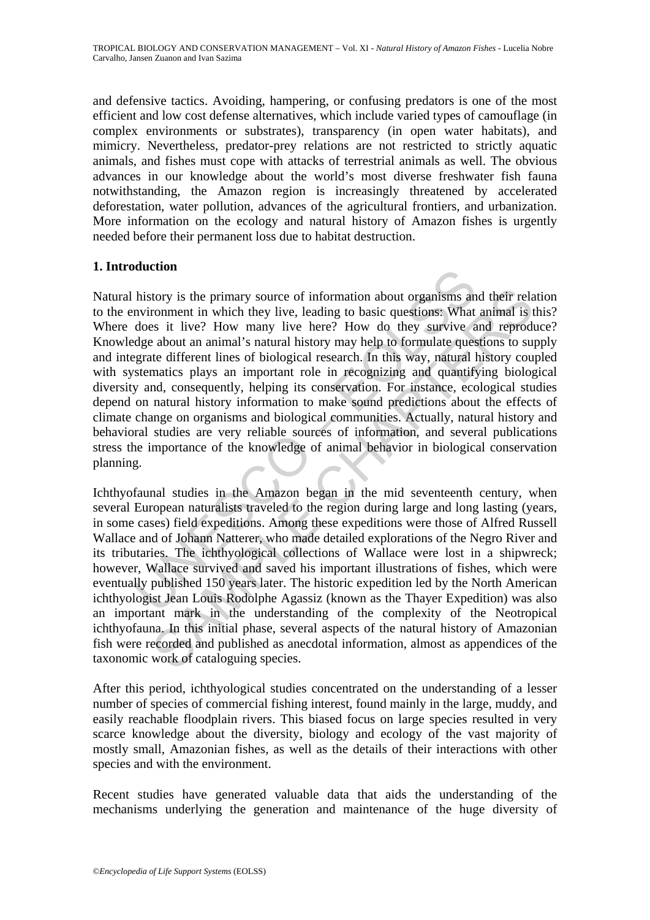and defensive tactics. Avoiding, hampering, or confusing predators is one of the most efficient and low cost defense alternatives, which include varied types of camouflage (in complex environments or substrates), transparency (in open water habitats), and mimicry. Nevertheless, predator-prey relations are not restricted to strictly aquatic animals, and fishes must cope with attacks of terrestrial animals as well. The obvious advances in our knowledge about the world's most diverse freshwater fish fauna notwithstanding, the Amazon region is increasingly threatened by accelerated deforestation, water pollution, advances of the agricultural frontiers, and urbanization. More information on the ecology and natural history of Amazon fishes is urgently needed before their permanent loss due to habitat destruction.

## 1. Introduction

Natural history is the primary source of information about organisms and their relation to the environment in which they live, leading to basic questions: What animal is this? Where does it live? How many live here? How do they survive and reproduce? Knowledge about an animal's natural history may help to formulate questions to supply and integrate different lines of biological research. In this way, natural history coupled with systematics plays an important role in recognizing and quantifying biological diversity and, consequently, helping its conservation. For instance, ecological studies depend on natural history information to make sound predictions about the effects of climate change on organisms and biological communities. Actually, natural history and behavioral studies are very reliable sources of information, and several publications stress the importance of the knowledge of animal behavior in biological conservation planning.

Ichthyofaunal studies in the Amazon began in the mid seventeenth century, when several European naturalists traveled to the region during large and long lasting (years, in some cases) field expeditions. Among these expeditions were those of Alfred Russell Wallace and of Johann Natterer, who made detailed explorations of the Negro River and its tributaries. The ichthyological collections of Wallace were lost in a shipwreck; however, Wallace survived and saved his important illustrations of fishes, which were eventually published 150 years later. The historic expedition led by the North American ichthyologist Jean Louis Rodolphe Agassiz (known as the Thayer Expedition) was also an important mark in the understanding of the complexity of the Neotropical ichthyofauna. In this initial phase, several aspects of the natural history of Amazonian fish were recorded and published as anecdotal information, almost as appendices of the taxonomic work of cataloguing species.

After this period, ichthyological studies concentrated on the understanding of a lesser number of species of commercial fishing interest, found mainly in the large, muddy, and easily reachable floodplain rivers. This biased focus on large species resulted in very scarce knowledge about the diversity, biology and ecology of the vast majority of mostly small, Amazonian fishes, as well as the details of their interactions with other species and with the environment.

Recent studies have generated valuable data that aids the understanding of the mechanisms underlying the generation and maintenance of the huge diversity of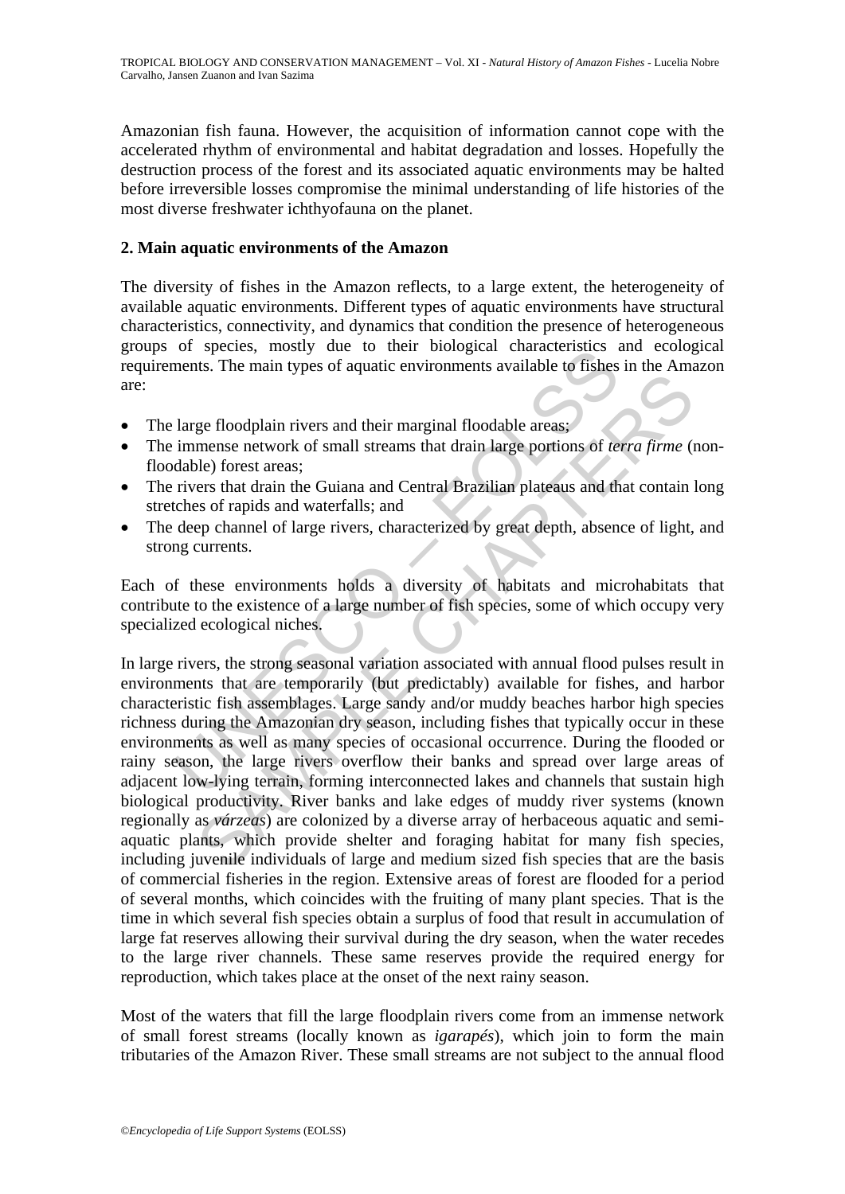Amazonian fish fauna. However, the acquisition of information cannot cope with the accelerated rhythm of environmental and habitat degradation and losses. Hopefully the destruction process of the forest and its associated aquatic environments may be halted before irreversible losses compromise the minimal understanding of life histories of the most diverse freshwater ichthyofauna on the planet.

## 2. Main aquatic environments of the Amazon

The diversity of fishes in the Amazon reflects, to a large extent, the heterogeneity of available aquatic environments. Different types of aquatic environments have structural characteristics, connectivity, and dynamics that condition the presence of heterogeneous groups of species, mostly due to their biological characteristics and ecological requirements. The main types of aquatic environments available to fishes in the Amazon are:

- The large floodplain rivers and their marginal floodable areas;
- The immense network of small streams that drain large portions of *terra firme* (non-floodable) forest areas;
- The rivers that drain the Guiana and Central Brazilian plateaus and that contain long stretches of rapids and waterfalls; and
- The deep channel of large rivers, characterized by great depth, absence of light, and strong currents.

Each of these environments holds a diversity of habitats and microhabitats that contribute to the existence of a large number of fish species, some of which occupy very specialized ecological niches.

In large rivers, the strong seasonal variation associated with annual flood pulses result in environments that are temporarily (but predictably) available for fishes, and harbor characteristic fish assemblages. Large sandy and/or muddy beaches harbor high species richness during the Amazonian dry season, including fishes that typically occur in these environments as well as many species of occasional occurrence. During the flooded or rainy season, the large rivers overflow their banks and spread over large areas of adjacent low-lying terrain, forming interconnected lakes and channels that sustain high biological productivity. River banks and lake edges of muddy river systems (known regionally as *várzeas*) are colonized by a diverse array of herbaceous aquatic and semi-aquatic plants, which provide shelter and foraging habitat for many fish species, including juvenile individuals of large and medium sized fish species that are the basis of commercial fisheries in the region. Extensive areas of forest are flooded for a period of several months, which coincides with the fruiting of many plant species. That is the time in which several fish species obtain a surplus of food that result in accumulation of large fat reserves allowing their survival during the dry season, when the water recedes to the large river channels. These same reserves provide the required energy for reproduction, which takes place at the onset of the next rainy season.

Most of the waters that fill the large floodplain rivers come from an immense network of small forest streams (locally known as *igarapés*), which join to form the main tributaries of the Amazon River. These small streams are not subject to the annual flood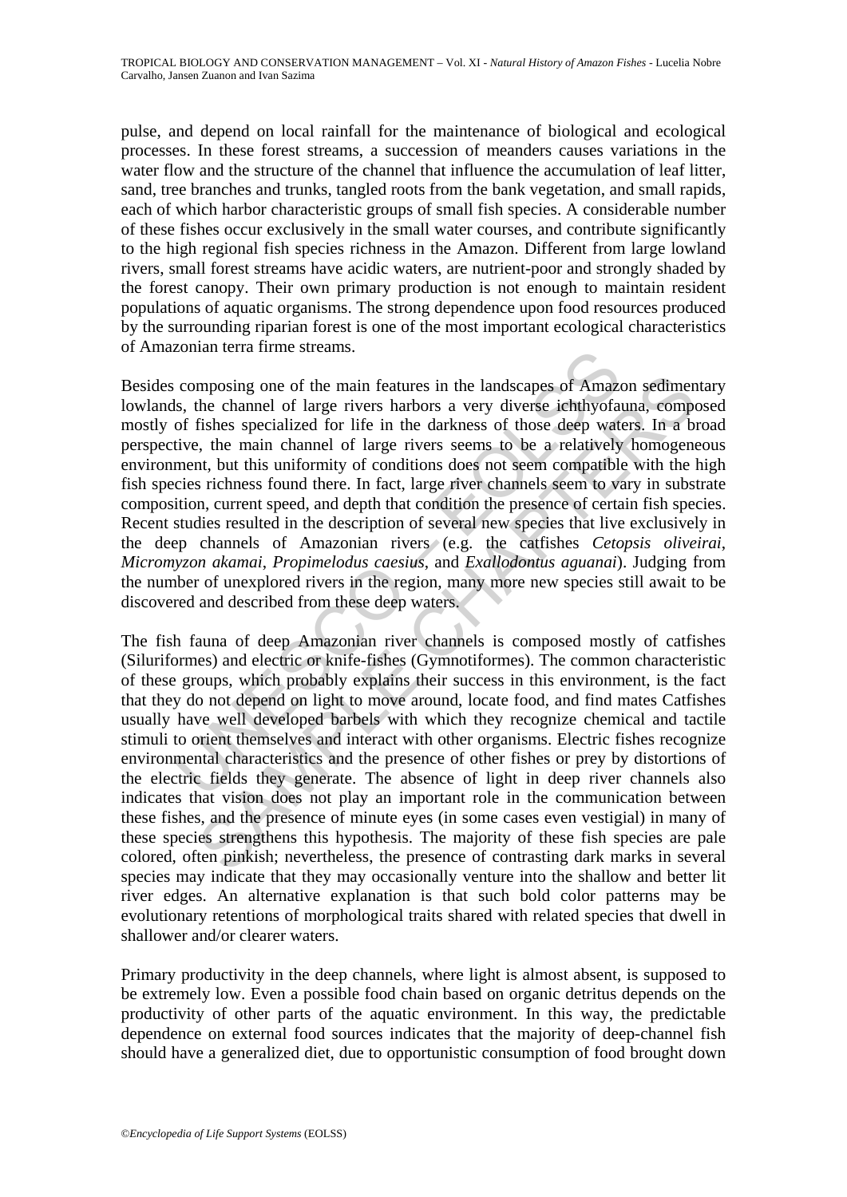pulse, and depend on local rainfall for the maintenance of biological and ecological processes. In these forest streams, a succession of meanders causes variations in the water flow and the structure of the channel that influence the accumulation of leaf litter, sand, tree branches and trunks, tangled roots from the bank vegetation, and small rapids, each of which harbor characteristic groups of small fish species. A considerable number of these fishes occur exclusively in the small water courses, and contribute significantly to the high regional fish species richness in the Amazon. Different from large lowland rivers, small forest streams have acidic waters, are nutrient-poor and strongly shaded by the forest canopy. Their own primary production is not enough to maintain resident populations of aquatic organisms. The strong dependence upon food resources produced by the surrounding riparian forest is one of the most important ecological characteristics of Amazonian terra firme streams.

Besides composing one of the main features in the landscapes of Amazon sedimentary lowlands, the channel of large rivers harbors a very diverse ichthyofauna, composed mostly of fishes specialized for life in the darkness of those deep waters. In a broad perspective, the main channel of large rivers seems to be a relatively homogeneous environment, but this uniformity of conditions does not seem compatible with the high fish species richness found there. In fact, large river channels seem to vary in substrate composition, current speed, and depth that condition the presence of certain fish species. Recent studies resulted in the description of several new species that live exclusively in the deep channels of Amazonian rivers (e.g. the catfishes *Cetopsis oliveirai*, *Micromyzon akamai*, *Propimelodus caesius*, and *Exallodontus aguanai*). Judging from the number of unexplored rivers in the region, many more new species still await to be discovered and described from these deep waters.

The fish fauna of deep Amazonian river channels is composed mostly of catfishes (Siluriformes) and electric or knife-fishes (Gymnotiformes). The common characteristic of these groups, which probably explains their success in this environment, is the fact that they do not depend on light to move around, locate food, and find mates Catfishes usually have well developed barbels with which they recognize chemical and tactile stimuli to orient themselves and interact with other organisms. Electric fishes recognize environmental characteristics and the presence of other fishes or prey by distortions of the electric fields they generate. The absence of light in deep river channels also indicates that vision does not play an important role in the communication between these fishes, and the presence of minute eyes (in some cases even vestigial) in many of these species strengthens this hypothesis. The majority of these fish species are pale colored, often pinkish; nevertheless, the presence of contrasting dark marks in several species may indicate that they may occasionally venture into the shallow and better lit river edges. An alternative explanation is that such bold color patterns may be evolutionary retentions of morphological traits shared with related species that dwell in shallower and/or clearer waters.

Primary productivity in the deep channels, where light is almost absent, is supposed to be extremely low. Even a possible food chain based on organic detritus depends on the productivity of other parts of the aquatic environment. In this way, the predictable dependence on external food sources indicates that the majority of deep-channel fish should have a generalized diet, due to opportunistic consumption of food brought down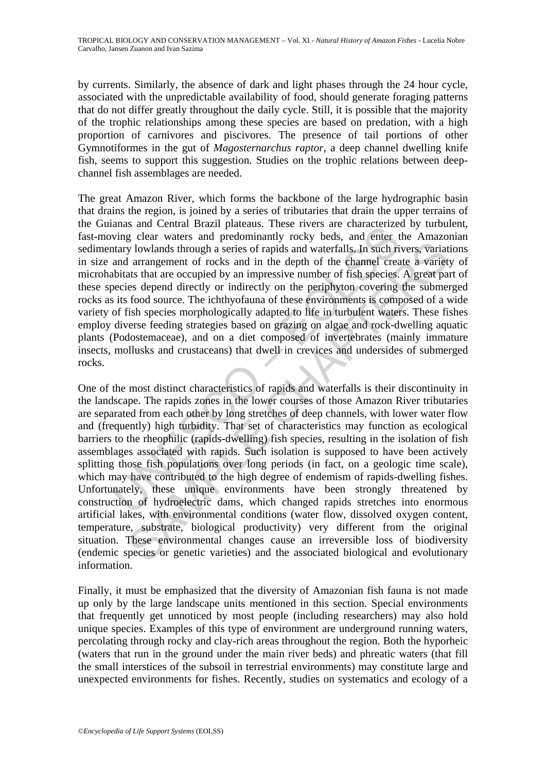by currents. Similarly, the absence of dark and light phases through the 24 hour cycle, associated with the unpredictable availability of food, should generate foraging patterns that do not differ greatly throughout the daily cycle. Still, it is possible that the majority of the trophic relationships among these species are based on predation, with a high proportion of carnivores and piscivores. The presence of tail portions of other Gymnotiformes in the gut of *Magosternarchus raptor*, a deep channel dwelling knife fish, seems to support this suggestion. Studies on the trophic relations between deep-channel fish assemblages are needed.

The great Amazon River, which forms the backbone of the large hydrographic basin that drains the region, is joined by a series of tributaries that drain the upper terrains of the Guianas and Central Brazil plateaus. These rivers are characterized by turbulent, fast-moving clear waters and predominantly rocky beds, and enter the Amazonian sedimentary lowlands through a series of rapids and waterfalls. In such rivers, variations in size and arrangement of rocks and in the depth of the channel create a variety of microhabitats that are occupied by an impressive number of fish species. A great part of these species depend directly or indirectly on the periphyton covering the submerged rocks as its food source. The ichthyofauna of these environments is composed of a wide variety of fish species morphologically adapted to life in turbulent waters. These fishes employ diverse feeding strategies based on grazing on algae and rock-dwelling aquatic plants (Podostemaceae), and on a diet composed of invertebrates (mainly immature insects, mollusks and crustaceans) that dwell in crevices and undersides of submerged rocks.

One of the most distinct characteristics of rapids and waterfalls is their discontinuity in the landscape. The rapids zones in the lower courses of those Amazon River tributaries are separated from each other by long stretches of deep channels, with lower water flow and (frequently) high turbidity. That set of characteristics may function as ecological barriers to the rheophilic (rapids-dwelling) fish species, resulting in the isolation of fish assemblages associated with rapids. Such isolation is supposed to have been actively splitting those fish populations over long periods (in fact, on a geologic time scale), which may have contributed to the high degree of endemism of rapids-dwelling fishes. Unfortunately, these unique environments have been strongly threatened by construction of hydroelectric dams, which changed rapids stretches into enormous artificial lakes, with environmental conditions (water flow, dissolved oxygen content, temperature, substrate, biological productivity) very different from the original situation. These environmental changes cause an irreversible loss of biodiversity (endemic species or genetic varieties) and the associated biological and evolutionary information.

Finally, it must be emphasized that the diversity of Amazonian fish fauna is not made up only by the large landscape units mentioned in this section. Special environments that frequently get unnoticed by most people (including researchers) may also hold unique species. Examples of this type of environment are underground running waters, percolating through rocky and clay-rich areas throughout the region. Both the hyporheic (waters that run in the ground under the main river beds) and phreatic waters (that fill the small interstices of the subsoil in terrestrial environments) may constitute large and unexpected environments for fishes. Recently, studies on systematics and ecology of a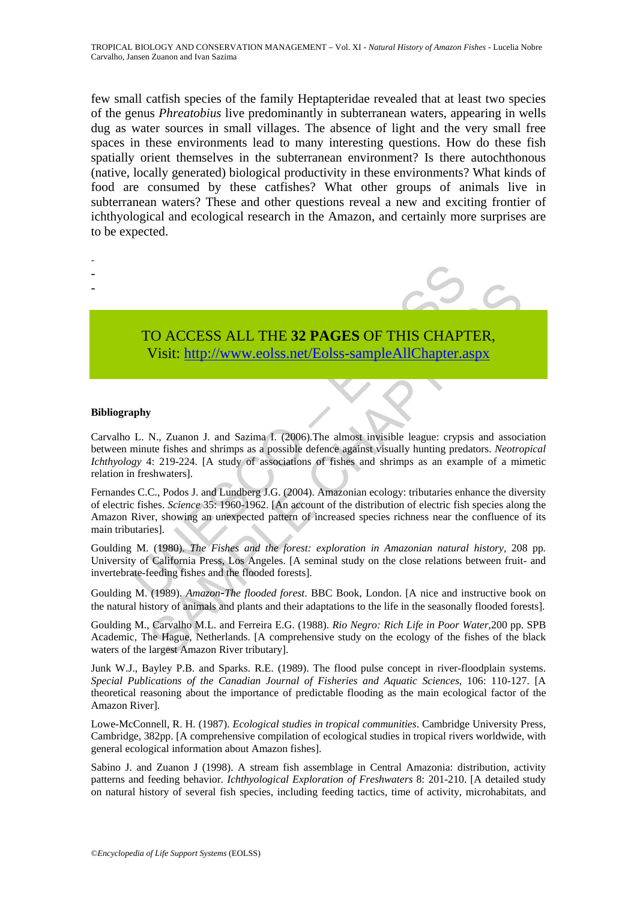few small catfish species of the family Heptapteridae revealed that at least two species of the genus *Phreatobius* live predominantly in subterranean waters, appearing in wells dug as water sources in small villages. The absence of light and the very small free spaces in these environments lead to many interesting questions. How do these fish spatially orient themselves in the subterranean environment? Is there autochthonous (native, locally generated) biological productivity in these environments? What kinds of food are consumed by these catfishes? What other groups of animals live in subterranean waters? These and other questions reveal a new and exciting frontier of ichthyological and ecological research in the Amazon, and certainly more surprises are to be expected.

-
-
-

TO ACCESS ALL THE **32 PAGES** OF THIS CHAPTER,
Visit: http://www.eolss.net/Eolss-sampleAllChapter.aspx

**Bibliography**

Carvalho L. N., Zuanon J. and Sazima I. (2006).The almost invisible league: crypsis and association between minute fishes and shrimps as a possible defence against visually hunting predators. *Neotropical Ichthyology* 4: 219-224. [A study of associations of fishes and shrimps as an example of a mimetic relation in freshwaters].

Fernandes C.C., Podos J. and Lundberg J.G. (2004). Amazonian ecology: tributaries enhance the diversity of electric fishes. *Science* 35: 1960-1962. [An account of the distribution of electric fish species along the Amazon River, showing an unexpected pattern of increased species richness near the confluence of its main tributaries].

Goulding M. (1980). *The Fishes and the forest: exploration in Amazonian natural history*, 208 pp. University of California Press, Los Angeles. [A seminal study on the close relations between fruit- and invertebrate-feeding fishes and the flooded forests].

Goulding M. (1989). *Amazon-The flooded forest*. BBC Book, London. [A nice and instructive book on the natural history of animals and plants and their adaptations to the life in the seasonally flooded forests].

Goulding M., Carvalho M.L. and Ferreira E.G. (1988). *Rio Negro: Rich Life in Poor Water*,200 pp. SPB Academic, The Hague, Netherlands. [A comprehensive study on the ecology of the fishes of the black waters of the largest Amazon River tributary].

Junk W.J., Bayley P.B. and Sparks. R.E. (1989). The flood pulse concept in river-floodplain systems. *Special Publications of the Canadian Journal of Fisheries and Aquatic Sciences*, 106: 110-127. [A theoretical reasoning about the importance of predictable flooding as the main ecological factor of the Amazon River].

Lowe-McConnell, R. H. (1987). *Ecological studies in tropical communities*. Cambridge University Press, Cambridge, 382pp. [A comprehensive compilation of ecological studies in tropical rivers worldwide, with general ecological information about Amazon fishes].

Sabino J. and Zuanon J (1998). A stream fish assemblage in Central Amazonia: distribution, activity patterns and feeding behavior. *Ichthyological Exploration of Freshwaters* 8: 201-210. [A detailed study on natural history of several fish species, including feeding tactics, time of activity, microhabitats, and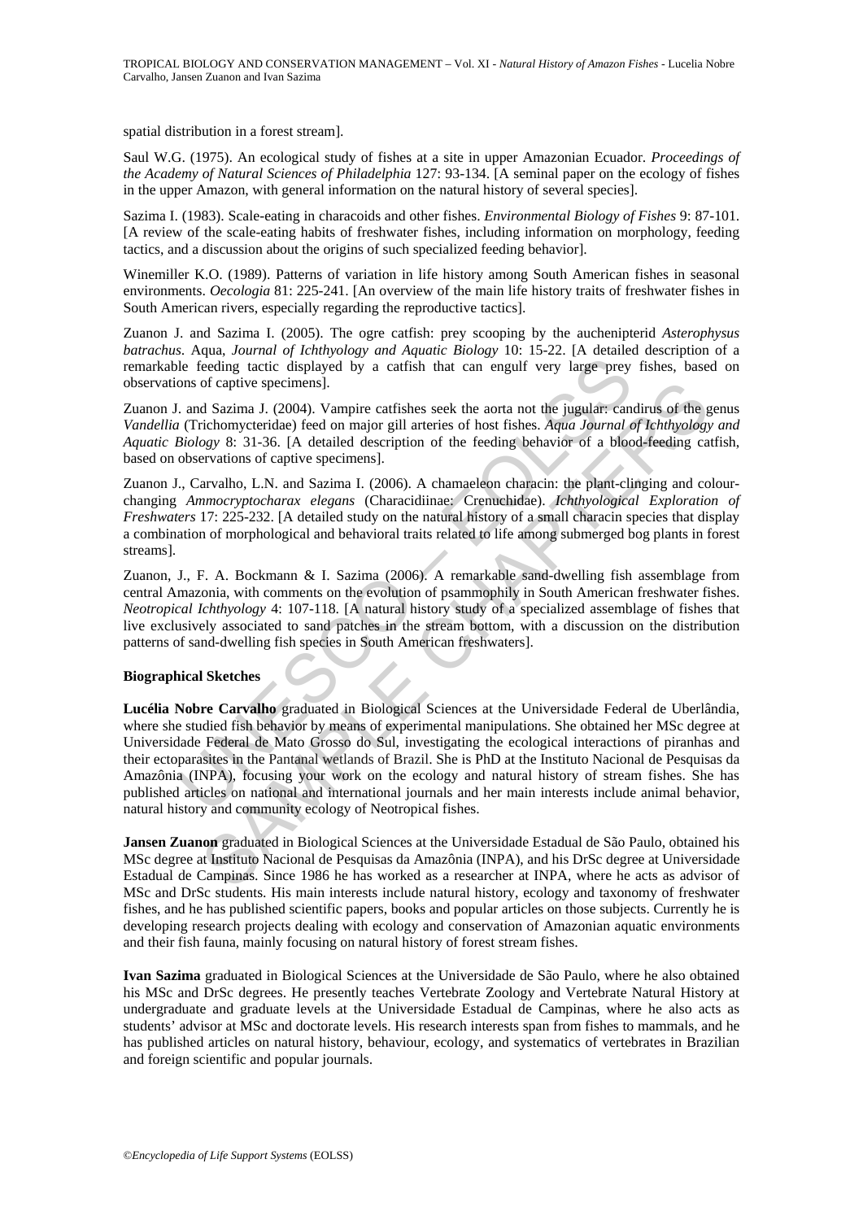spatial distribution in a forest stream].

Saul W.G. (1975). An ecological study of fishes at a site in upper Amazonian Ecuador. *Proceedings of the Academy of Natural Sciences of Philadelphia* 127: 93-134. [A seminal paper on the ecology of fishes in the upper Amazon, with general information on the natural history of several species].

Sazima I. (1983). Scale-eating in characoids and other fishes. *Environmental Biology of Fishes* 9: 87-101. [A review of the scale-eating habits of freshwater fishes, including information on morphology, feeding tactics, and a discussion about the origins of such specialized feeding behavior].

Winemiller K.O. (1989). Patterns of variation in life history among South American fishes in seasonal environments. *Oecologia* 81: 225-241. [An overview of the main life history traits of freshwater fishes in South American rivers, especially regarding the reproductive tactics].

Zuanon J. and Sazima I. (2005). The ogre catfish: prey scooping by the auchenipterid *Asterophysus batrachus*. Aqua, *Journal of Ichthyology and Aquatic Biology* 10: 15-22. [A detailed description of a remarkable feeding tactic displayed by a catfish that can engulf very large prey fishes, based on observations of captive specimens].

Zuanon J. and Sazima J. (2004). Vampire catfishes seek the aorta not the jugular: candirus of the genus *Vandellia* (Trichomycteridae) feed on major gill arteries of host fishes. *Aqua Journal of Ichthyology and Aquatic Biology* 8: 31-36. [A detailed description of the feeding behavior of a blood-feeding catfish, based on observations of captive specimens].

Zuanon J., Carvalho, L.N. and Sazima I. (2006). A chamaeleon characin: the plant-clinging and colour-changing *Ammocryptocharax elegans* (Characidiinae: Crenuchidae). *Ichthyological Exploration of Freshwaters* 17: 225-232. [A detailed study on the natural history of a small characin species that display a combination of morphological and behavioral traits related to life among submerged bog plants in forest streams].

Zuanon, J., F. A. Bockmann & I. Sazima (2006). A remarkable sand-dwelling fish assemblage from central Amazonia, with comments on the evolution of psammophily in South American freshwater fishes. *Neotropical Ichthyology* 4: 107-118. [A natural history study of a specialized assemblage of fishes that live exclusively associated to sand patches in the stream bottom, with a discussion on the distribution patterns of sand-dwelling fish species in South American freshwaters].

**Biographical Sketches**

**Lucélia Nobre Carvalho** graduated in Biological Sciences at the Universidade Federal de Uberlândia, where she studied fish behavior by means of experimental manipulations. She obtained her MSc degree at Universidade Federal de Mato Grosso do Sul, investigating the ecological interactions of piranhas and their ectoparasites in the Pantanal wetlands of Brazil. She is PhD at the Instituto Nacional de Pesquisas da Amazônia (INPA), focusing your work on the ecology and natural history of stream fishes. She has published articles on national and international journals and her main interests include animal behavior, natural history and community ecology of Neotropical fishes.

**Jansen Zuanon** graduated in Biological Sciences at the Universidade Estadual de São Paulo, obtained his MSc degree at Instituto Nacional de Pesquisas da Amazônia (INPA), and his DrSc degree at Universidade Estadual de Campinas. Since 1986 he has worked as a researcher at INPA, where he acts as advisor of MSc and DrSc students. His main interests include natural history, ecology and taxonomy of freshwater fishes, and he has published scientific papers, books and popular articles on those subjects. Currently he is developing research projects dealing with ecology and conservation of Amazonian aquatic environments and their fish fauna, mainly focusing on natural history of forest stream fishes.

**Ivan Sazima** graduated in Biological Sciences at the Universidade de São Paulo, where he also obtained his MSc and DrSc degrees. He presently teaches Vertebrate Zoology and Vertebrate Natural History at undergraduate and graduate levels at the Universidade Estadual de Campinas, where he also acts as students' advisor at MSc and doctorate levels. His research interests span from fishes to mammals, and he has published articles on natural history, behaviour, ecology, and systematics of vertebrates in Brazilian and foreign scientific and popular journals.